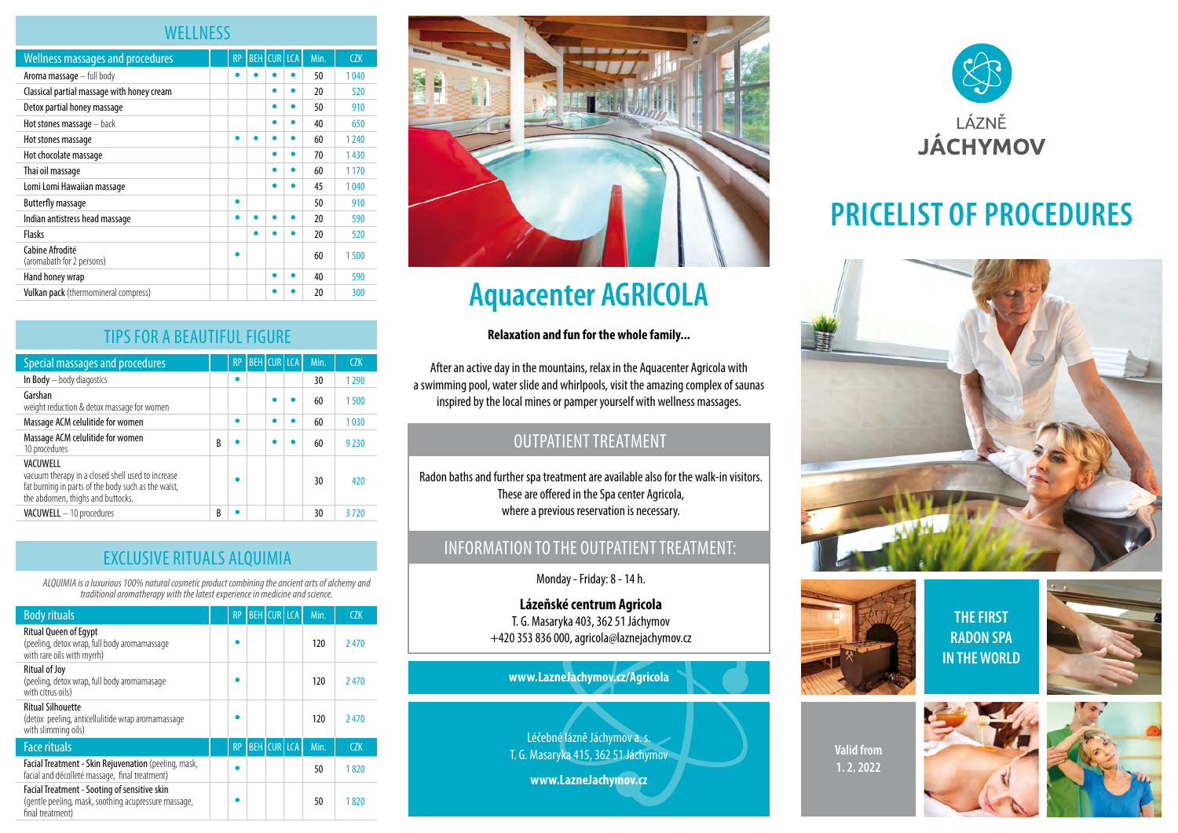# WELLNESS

| Wellness massages and procedures | | RP | BEH | CUR | LCA | Min. | CZK |
|---|---|---|---|---|---|---|---|
| Aroma massage – full body | | • | • | • | • | 50 | 1 040 |
| Classical partial massage with honey cream | | | | • | • | 20 | 520 |
| Detox partial honey massage | | | | • | • | 50 | 910 |
| Hot stones massage – back | | | | • | • | 40 | 650 |
| Hot stones massage | | • | • | • | • | 60 | 1 240 |
| Hot chocolate massage | | | | • | • | 70 | 1 430 |
| Thai oil massage | | | | • | • | 60 | 1 170 |
| Lomi Lomi Hawaiian massage | | | | • | • | 45 | 1 040 |
| Butterfly massage | | • | | | | 50 | 910 |
| Indian antistress head massage | | • | • | • | • | 20 | 590 |
| Flasks | | | • | • | • | 20 | 520 |
| Cabine Afrodité (aromabath for 2 persons) | | • | | | | 60 | 1 500 |
| Hand honey wrap | | | | • | • | 40 | 590 |
| **Vulkan pack** (thermomineral compress) | | | | • | • | 20 | 300 |

# TIPS FOR A BEAUTIFUL FIGURE

| Special massages and procedures | | RP | BEH | CUR | LCA | Min. | CZK |
|---|---|---|---|---|---|---|---|
| In Body – body diagostics | | • | | | | 30 | 1 290 |
| Garshan weight reduction & detox massage for women | | | | • | • | 60 | 1 500 |
| Massage ACM celulitide for women | | • | | • | • | 60 | 1 030 |
| Massage ACM celulitide for women 10 procedures | B | • | | • | • | 60 | 9 230 |
| VACUWELL vacuum therapy in a closed shell used to increase fat burning in parts of the body such as the waist, the abdomen, thighs and buttocks. | | • | | | | 30 | 420 |
| VACUWELL – 10 procedures | B | • | | | | 30 | 3 720 |

# EXCLUSIVE RITUALS ALQUIMIA

*ALQUIMIA is a luxurious 100% natural cosmetic product combining the ancient arts of alchemy and traditional aromatherapy with the latest experience in medicine and science.*

| Body rituals | | RP | BEH | CUR | LCA | Min. | CZK |
|---|---|---|---|---|---|---|---|
| Ritual Queen of Egypt (peeling, detox wrap, full body aromamassage with rare oils with myrrh) | | • | | | | 120 | 2 470 |
| Ritual of Joy (peeling, detox wrap, full body aromamasage with citrus oils) | | • | | | | 120 | 2 470 |
| Ritual Silhouette (detox peeling, anticellulitide wrap aromamassage with slimming oils) | | • | | | | 120 | 2 470 |
| **Face rituals** | | **RP** | **BEH** | **CUR** | **LCA** | **Min.** | **CZK** |
| Facial Treatment - Skin Rejuvenation (peeling, mask, facial and décolleté massage, final treatment) | | • | | | | 50 | 1 820 |
| Facial Treatment - Sooting of sensitive skin (gentle peeling, mask, soothing acupressure massage, final treatment) | | • | | | | 50 | 1 820 |

# Aquacenter AGRICOLA

**Relaxation and fun for the whole family...**

After an active day in the mountains, relax in the Aquacenter Agricola with a swimming pool, water slide and whirlpools, visit the amazing complex of saunas inspired by the local mines or pamper yourself with wellness massages.

## OUTPATIENT TREATMENT

Radon baths and further spa treatment are available also for the walk-in visitors. These are offered in the Spa center Agricola, where a previous reservation is necessary.

## INFORMATION TO THE OUTPATIENT TREATMENT:

Monday - Friday: 8 - 14 h.

**Lázeňské centrum Agricola**
T. G. Masaryka 403, 362 51 Jáchymov
+420 353 836 000, agricola@laznejachymov.cz

**www.LazneJachymov.cz/Agricola**

Léčebné lázně Jáchymov a. s.
T. G. Masaryka 415, 362 51 Jáchymov

**www.LazneJachymov.cz**

LÁZNĚ **JÁCHYMOV**

# PRICELIST OF PROCEDURES

**THE FIRST RADON SPA IN THE WORLD**

**Valid from 1. 2. 2022**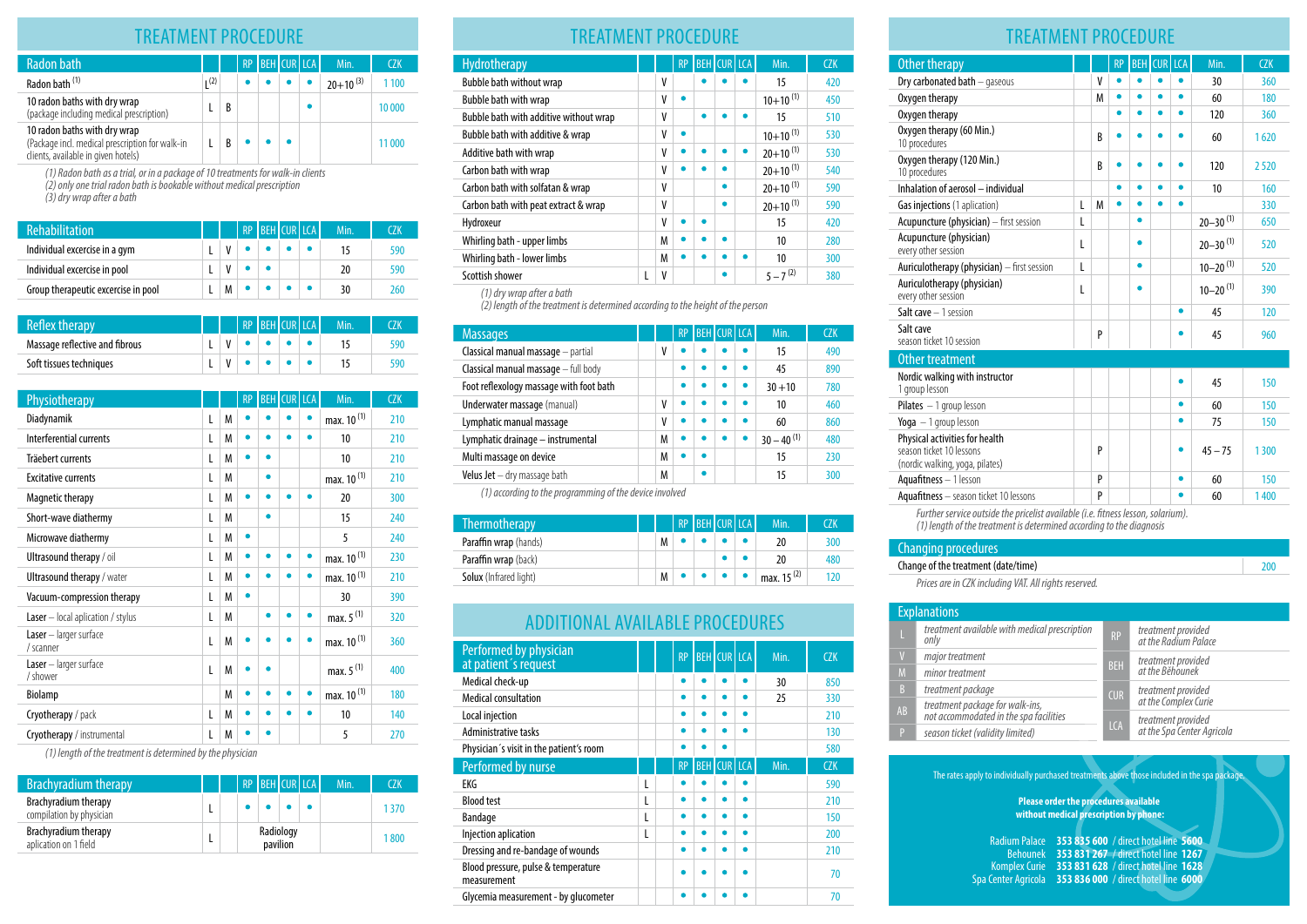# TREATMENT PROCEDURE

| Radon bath | | | RP | BEH | CUR | LCA | Min. | CZK |
|---|---|---|---|---|---|---|---|---|
| Radon bath [1] | L[2] | | • | • | • | • | 20+10 [3] | 1 100 |
| 10 radon baths with dry wrap (package including medical prescription) | L | B | | | | • | | 10 000 |
| 10 radon baths with dry wrap (Package incl. medical prescription for walk-in clients, available in given hotels) | L | B | • | • | • | | | 11 000 |

*(1) Radon bath as a trial, or in a package of 10 treatments for walk-in clients*
*(2) only one trial radon bath is bookable without medical prescription*
*(3) dry wrap after a bath*

| Rehabilitation | | | RP | BEH | CUR | LCA | Min. | CZK |
|---|---|---|---|---|---|---|---|---|
| Individual excercise in a gym | L | V | • | • | • | • | 15 | 590 |
| Individual excercise in pool | L | V | • | • | | | 20 | 590 |
| Group therapeutic excercise in pool | L | M | • | • | • | • | 30 | 260 |

| Reflex therapy | | | RP | BEH | CUR | LCA | Min. | CZK |
|---|---|---|---|---|---|---|---|---|
| Massage reflective and fibrous | L | V | • | • | • | • | 15 | 590 |
| Soft tissues techniques | L | V | • | • | • | • | 15 | 590 |

| Physiotherapy | | | RP | BEH | CUR | LCA | Min. | CZK |
|---|---|---|---|---|---|---|---|---|
| Diadynamik | L | M | • | • | • | • | max. 10 [1] | 210 |
| Interferential currents | L | M | • | • | • | • | 10 | 210 |
| Träbert currents | L | M | • | • | | | 10 | 210 |
| Excitative currents | L | M | | • | | | max. 10 [1] | 210 |
| Magnetic therapy | L | M | • | • | • | • | 20 | 300 |
| Short-wave diathermy | L | M | | • | | | 15 | 240 |
| Microwave diathermy | L | M | • | | | | 5 | 240 |
| Ultrasound therapy / oil | L | M | • | • | • | • | max. 10 [1] | 230 |
| Ultrasound therapy / water | L | M | • | • | • | • | max. 10 [1] | 210 |
| Vacuum-compression therapy | L | M | • | | | | 30 | 390 |
| Laser – local aplication / stylus | L | M | | • | • | • | max. 5 [1] | 320 |
| Laser – larger surface / scanner | L | M | • | • | • | • | max. 10 [1] | 360 |
| Laser – larger surface / shower | L | M | • | • | | | max. 5 [1] | 400 |
| Biolamp | | M | • | • | • | • | max. 10 [1] | 180 |
| Cryotherapy / pack | L | M | • | • | • | • | 10 | 140 |
| Cryotherapy / instrumental | L | M | • | • | | | 5 | 270 |

*(1) length of the treatment is determined by the physician*

| Brachyradium therapy | | | RP | BEH | CUR | LCA | Min. | CZK |
|---|---|---|---|---|---|---|---|---|
| Brachyradium therapy compilation by physician | L | | • | • | • | • | | 1 370 |
| Brachyradium therapy aplication on 1 field | L | | Radiology pavilion | | | | | 1 800 |

# TREATMENT PROCEDURE

| Hydrotherapy | | | RP | BEH | CUR | LCA | Min. | CZK |
|---|---|---|---|---|---|---|---|---|
| Bubble bath without wrap | | V | | • | • | • | 15 | 420 |
| Bubble bath with wrap | | V | • | | | | 10+10 [1] | 450 |
| Bubble bath with additive without wrap | | V | | • | • | • | 15 | 510 |
| Bubble bath with additive & wrap | | V | • | | | | 10+10 [1] | 530 |
| Additive bath with wrap | | V | • | • | • | • | 20+10 [1] | 530 |
| Carbon bath with wrap | | V | • | • | • | | 20+10 [1] | 540 |
| Carbon bath with solfatan & wrap | | V | | | • | | 20+10 [1] | 590 |
| Carbon bath with peat extract & wrap | | V | | | • | | 20+10 [1] | 590 |
| Hydroxeur | | V | • | • | | | 15 | 420 |
| Whirling bath - upper limbs | | M | • | • | • | | 10 | 280 |
| Whirling bath - lower limbs | | M | • | • | • | • | 10 | 300 |
| Scottish shower | L | V | | | • | | 5 – 7 [2] | 380 |

*(1) dry wrap after a bath*
*(2) length of the treatment is determined according to the height of the person*

| Massages | | | RP | BEH | CUR | LCA | Min. | CZK |
|---|---|---|---|---|---|---|---|---|
| Classical manual massage – partial | | V | • | • | • | • | 15 | 490 |
| Classical manual massage – full body | | | • | • | • | • | 45 | 890 |
| Foot reflexology massage with foot bath | | | • | • | • | • | 30 +10 | 780 |
| Underwater massage (manual) | | V | • | • | • | • | 10 | 460 |
| Lymphatic manual massage | | V | • | • | • | • | 60 | 860 |
| Lymphatic drainage – instrumental | | M | • | • | • | • | 30 – 40 [1] | 480 |
| Multi massage on device | | M | • | • | | | 15 | 230 |
| Velus Jet – dry massage bath | | M | | • | | | 15 | 300 |

*(1) according to the programming of the device involved*

| Thermotherapy | | | RP | BEH | CUR | LCA | Min. | CZK |
|---|---|---|---|---|---|---|---|---|
| Paraffin wrap (hands) | | M | • | • | • | • | 20 | 300 |
| Paraffin wrap (back) | | | | | • | • | 20 | 480 |
| Solux (Infrared light) | | M | • | • | • | • | max. 15 [2] | 120 |

# ADDITIONAL AVAILABLE PROCEDURES

| Performed by physician at patient´s request | | | RP | BEH | CUR | LCA | Min. | CZK |
|---|---|---|---|---|---|---|---|---|
| Medical check-up | | | • | • | • | • | 30 | 850 |
| Medical consultation | | | • | • | • | • | 25 | 330 |
| Local injection | | | • | • | • | • | | 210 |
| Administrative tasks | | | • | • | • | • | | 130 |
| Physician´s visit in the patient's room | | | • | • | • | | | 580 |
| **Performed by nurse** | | | **RP** | **BEH** | **CUR** | **LCA** | **Min.** | **CZK** |
| EKG | L | | • | • | • | • | | 590 |
| Blood test | L | | • | • | • | • | | 210 |
| Bandage | L | | • | • | • | • | | 150 |
| Injection aplication | L | | • | • | • | • | | 200 |
| Dressing and re-bandage of wounds | | | • | • | • | • | | 210 |
| Blood pressure, pulse & temperature measurement | | | • | • | • | • | | 70 |
| Glycemia measurement - by glucometer | | | • | • | • | • | | 70 |

# TREATMENT PROCEDURE

| Other therapy | | | RP | BEH | CUR | LCA | Min. | CZK |
|---|---|---|---|---|---|---|---|---|
| Dry carbonated bath – gaseous | | V | • | • | • | • | 30 | 360 |
| Oxygen therapy | | M | • | • | • | • | 60 | 180 |
| Oxygen therapy | | | • | • | • | • | 120 | 360 |
| Oxygen therapy (60 Min.) 10 procedures | | B | • | • | • | • | 60 | 1 620 |
| Oxygen therapy (120 Min.) 10 procedures | | B | • | • | • | • | 120 | 2 520 |
| Inhalation of aerosol – individual | | | • | • | • | • | 10 | 160 |
| Gas injections (1 aplication) | L | M | • | • | • | • | | 330 |
| Acupuncture (physician) – first session | L | | | • | | | 20–30 [1] | 650 |
| Acupuncture (physician) every other session | L | | | • | | | 20–30 [1] | 520 |
| Auriculotherapy (physician) – first session | L | | | • | | | 10–20 [1] | 520 |
| Auriculotherapy (physician) every other session | L | | | • | | | 10–20 [1] | 390 |
| Salt cave – 1 session | | | | | | • | 45 | 120 |
| Salt cave season ticket 10 session | | P | | | | • | 45 | 960 |
| **Other treatment** | | | | | | | | |
| Nordic walking with instructor 1 group lesson | | | | | | • | 45 | 150 |
| Pilates – 1 group lesson | | | | | | • | 60 | 150 |
| Yoga – 1 group lesson | | | | | | • | 75 | 150 |
| Physical activities for health season ticket 10 lessons (nordic walking, yoga, pilates) | | P | | | | • | 45 – 75 | 1 300 |
| Aquafitness – 1 lesson | | P | | | | • | 60 | 150 |
| Aquafitness – season ticket 10 lessons | | P | | | | • | 60 | 1 400 |

*Further service outside the pricelist available (i.e. fitness lesson, solarium).*
*(1) length of the treatment is determined according to the diagnosis*

| Changing procedures | |
|---|---|
| Change of the treatment (date/time) | 200 |

*Prices are in CZK including VAT. All rights reserved.*

## Explanations

| | | | |
|---|---|---|---|
| L | *treatment available with medical prescription only* | RP | *treatment provided at the Radium Palace* |
| V | *major treatment* | BEH | *treatment provided at the Běhounek* |
| M | *minor treatment* | | |
| B | *treatment package* | CUR | *treatment provided at the Complex Curie* |
| AB | *treatment package for walk-ins, not accommodated in the spa facilities* | LCA | *treatment provided at the Spa Center Agricola* |
| P | *season ticket (validity limited)* | | |

The rates apply to individually purchased treatments above those included in the spa package.

**Please order the procedures available without medical prescription by phone:**

Radium Palace **353 835 600** / direct hotel line **5600**
Behounek **353 831 267** / direct hotel line **1267**
Komplex Curie **353 831 628** / direct hotel line **1628**
Spa Center Agricola **353 836 000** / direct hotel line **6000**